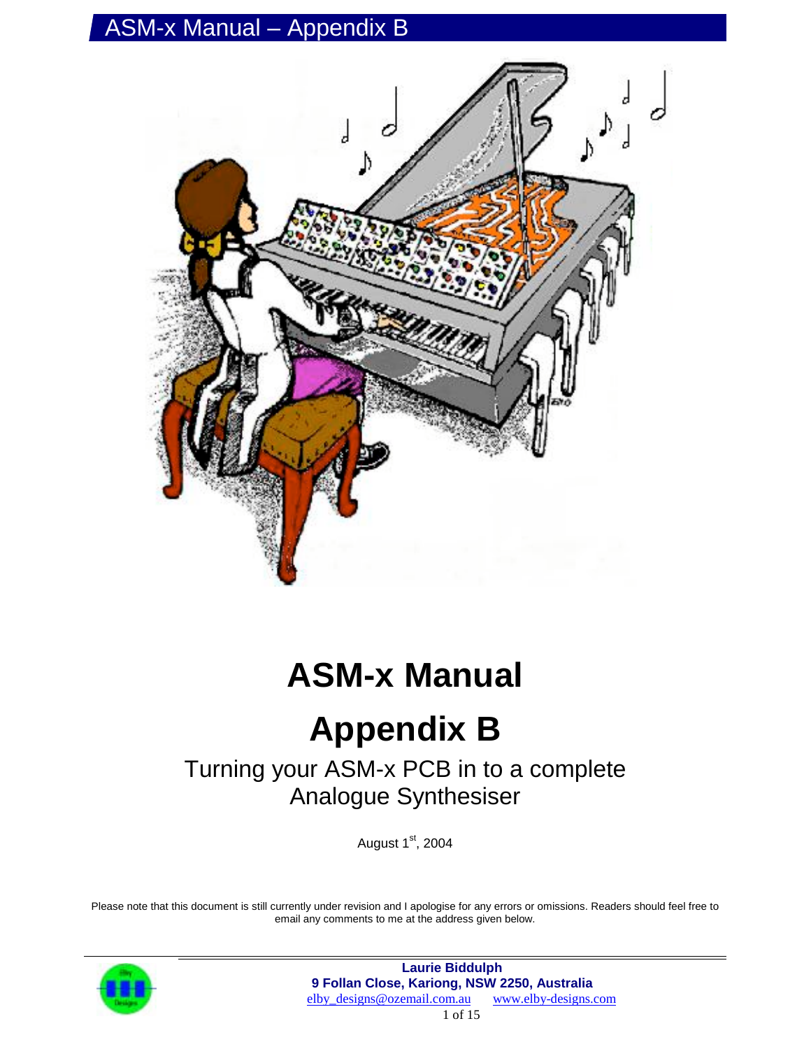# ASM-x Manual

## Appendix B

### Turning your ASM-x PCB in to a complete Analogue Synthesiser

August 1st, 2004

Please note that this document is still currently under revision and I apologise for any errors or omissions. Readers should feel free to email any comments to me at the address given below.

**Laurie Biddulph**
**9 Follan Close, Kariong, NSW 2250, Australia**
elby_designs@ozemail.com.au www.elby-designs.com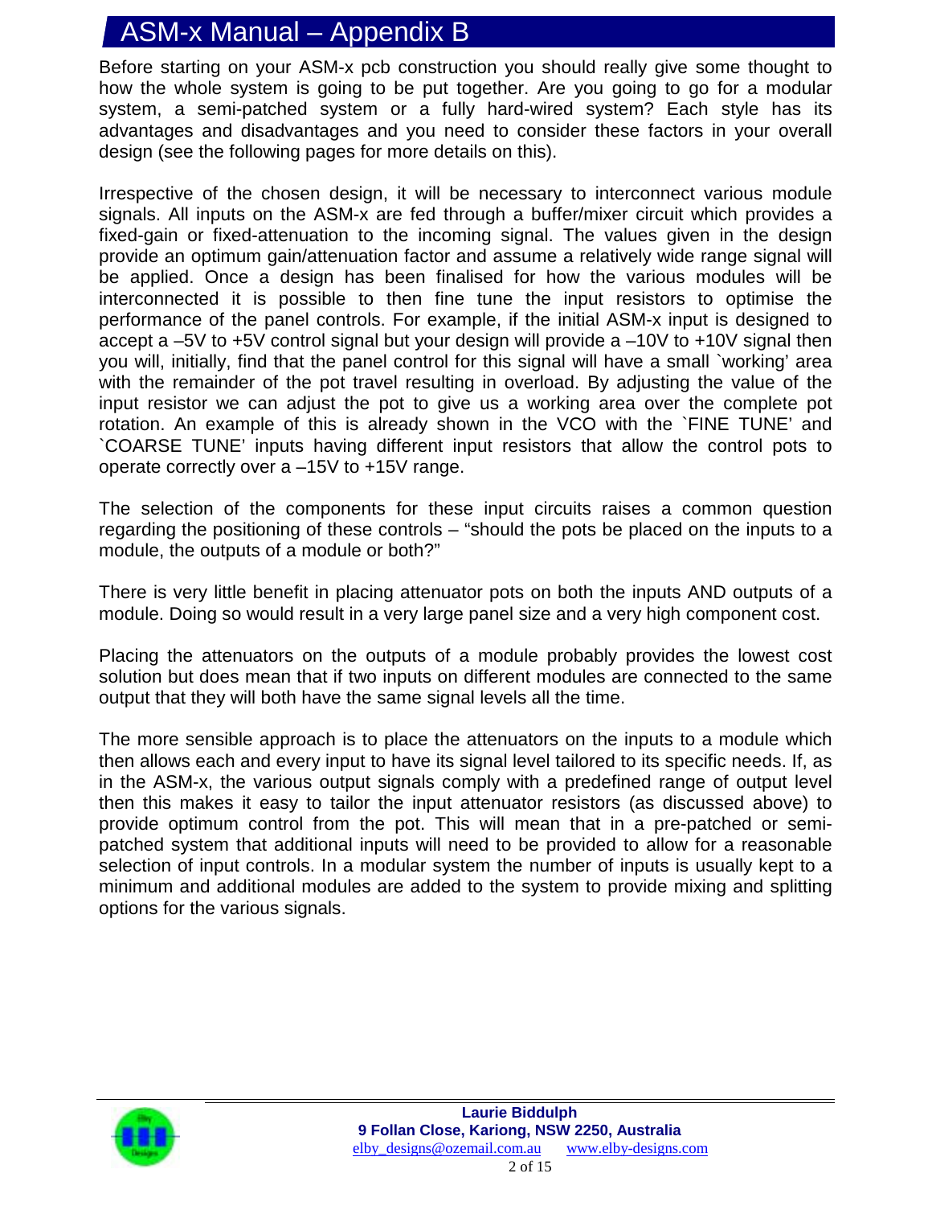# ASM-x Manual – Appendix B

Before starting on your ASM-x pcb construction you should really give some thought to how the whole system is going to be put together. Are you going to go for a modular system, a semi-patched system or a fully hard-wired system? Each style has its advantages and disadvantages and you need to consider these factors in your overall design (see the following pages for more details on this).

Irrespective of the chosen design, it will be necessary to interconnect various module signals. All inputs on the ASM-x are fed through a buffer/mixer circuit which provides a fixed-gain or fixed-attenuation to the incoming signal. The values given in the design provide an optimum gain/attenuation factor and assume a relatively wide range signal will be applied. Once a design has been finalised for how the various modules will be interconnected it is possible to then fine tune the input resistors to optimise the performance of the panel controls. For example, if the initial ASM-x input is designed to accept a –5V to +5V control signal but your design will provide a –10V to +10V signal then you will, initially, find that the panel control for this signal will have a small `working' area with the remainder of the pot travel resulting in overload. By adjusting the value of the input resistor we can adjust the pot to give us a working area over the complete pot rotation. An example of this is already shown in the VCO with the `FINE TUNE' and `COARSE TUNE' inputs having different input resistors that allow the control pots to operate correctly over a –15V to +15V range.

The selection of the components for these input circuits raises a common question regarding the positioning of these controls – "should the pots be placed on the inputs to a module, the outputs of a module or both?"

There is very little benefit in placing attenuator pots on both the inputs AND outputs of a module. Doing so would result in a very large panel size and a very high component cost.

Placing the attenuators on the outputs of a module probably provides the lowest cost solution but does mean that if two inputs on different modules are connected to the same output that they will both have the same signal levels all the time.

The more sensible approach is to place the attenuators on the inputs to a module which then allows each and every input to have its signal level tailored to its specific needs. If, as in the ASM-x, the various output signals comply with a predefined range of output level then this makes it easy to tailor the input attenuator resistors (as discussed above) to provide optimum control from the pot. This will mean that in a pre-patched or semi-patched system that additional inputs will need to be provided to allow for a reasonable selection of input controls. In a modular system the number of inputs is usually kept to a minimum and additional modules are added to the system to provide mixing and splitting options for the various signals.

**Laurie Biddulph**
**9 Follan Close, Kariong, NSW 2250, Australia**
elby_designs@ozemail.com.au www.elby-designs.com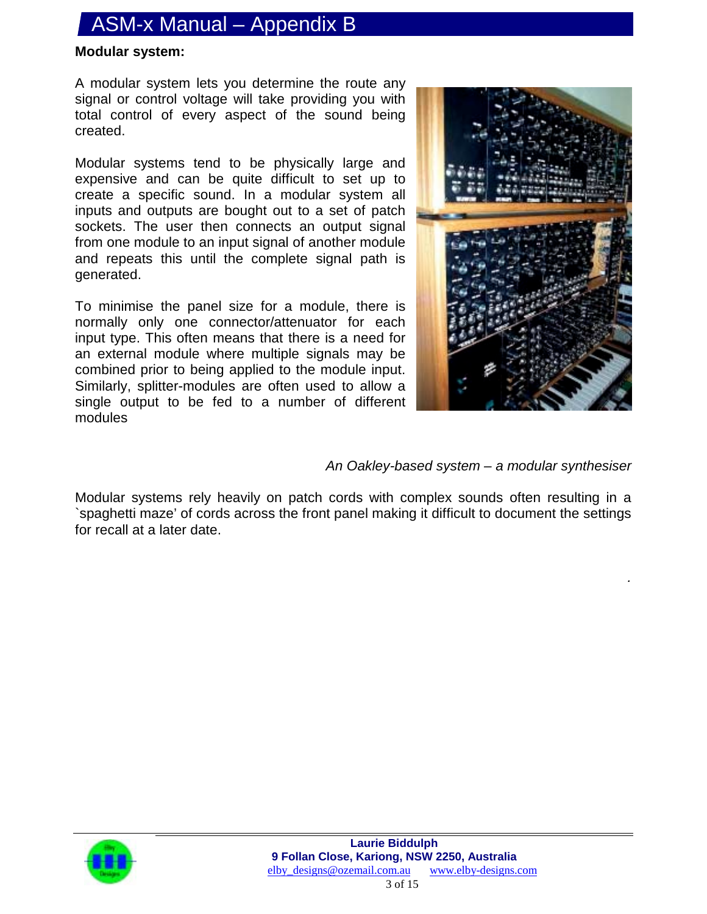**Modular system:**

A modular system lets you determine the route any signal or control voltage will take providing you with total control of every aspect of the sound being created.

Modular systems tend to be physically large and expensive and can be quite difficult to set up to create a specific sound. In a modular system all inputs and outputs are bought out to a set of patch sockets. The user then connects an output signal from one module to an input signal of another module and repeats this until the complete signal path is generated.

To minimise the panel size for a module, there is normally only one connector/attenuator for each input type. This often means that there is a need for an external module where multiple signals may be combined prior to being applied to the module input. Similarly, splitter-modules are often used to allow a single output to be fed to a number of different modules

*An Oakley-based system – a modular synthesiser*

Modular systems rely heavily on patch cords with complex sounds often resulting in a `spaghetti maze' of cords across the front panel making it difficult to document the settings for recall at a later date.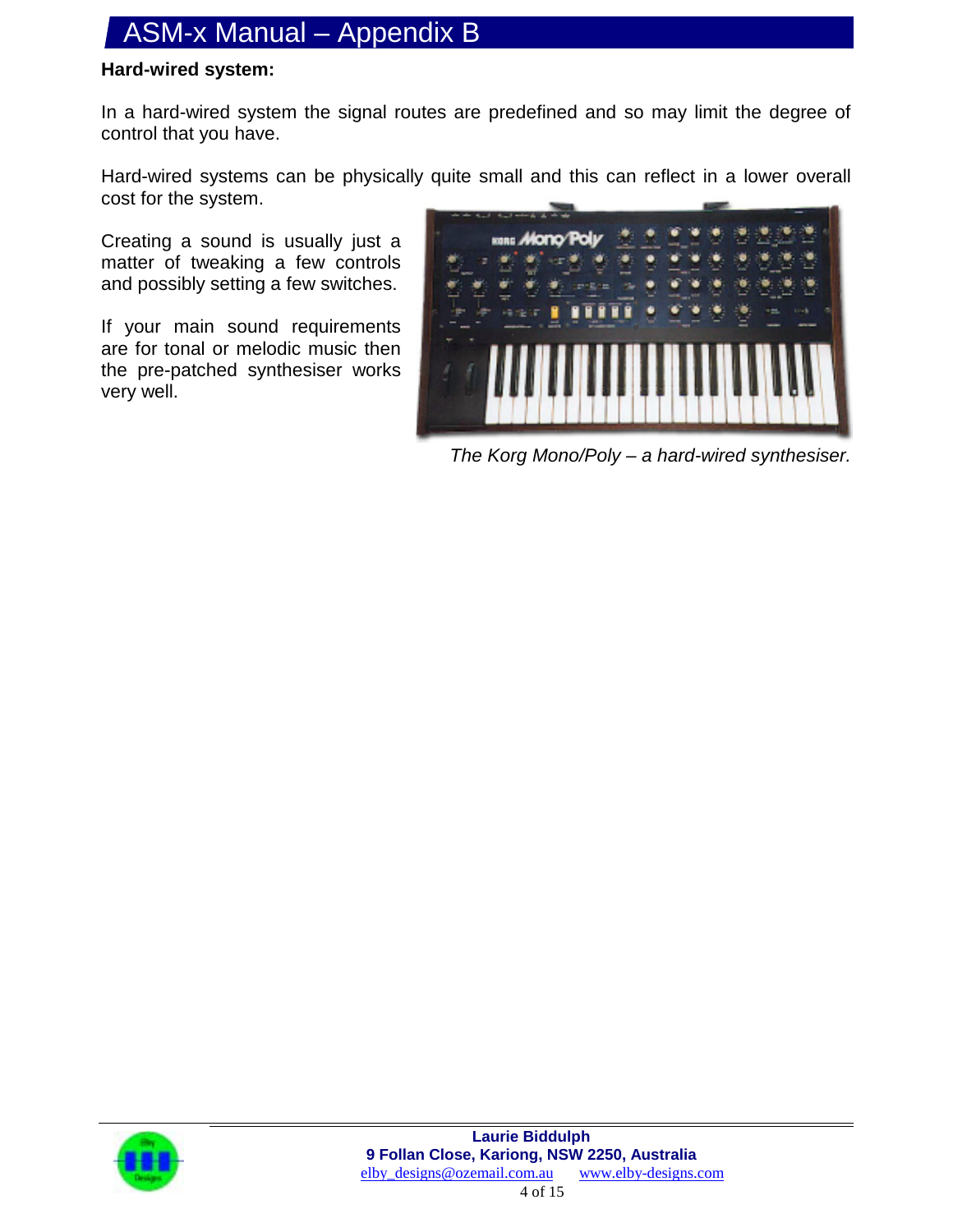**Hard-wired system:**

In a hard-wired system the signal routes are predefined and so may limit the degree of control that you have.

Hard-wired systems can be physically quite small and this can reflect in a lower overall cost for the system.

Creating a sound is usually just a matter of tweaking a few controls and possibly setting a few switches.

If your main sound requirements are for tonal or melodic music then the pre-patched synthesiser works very well.

*The Korg Mono/Poly – a hard-wired synthesiser.*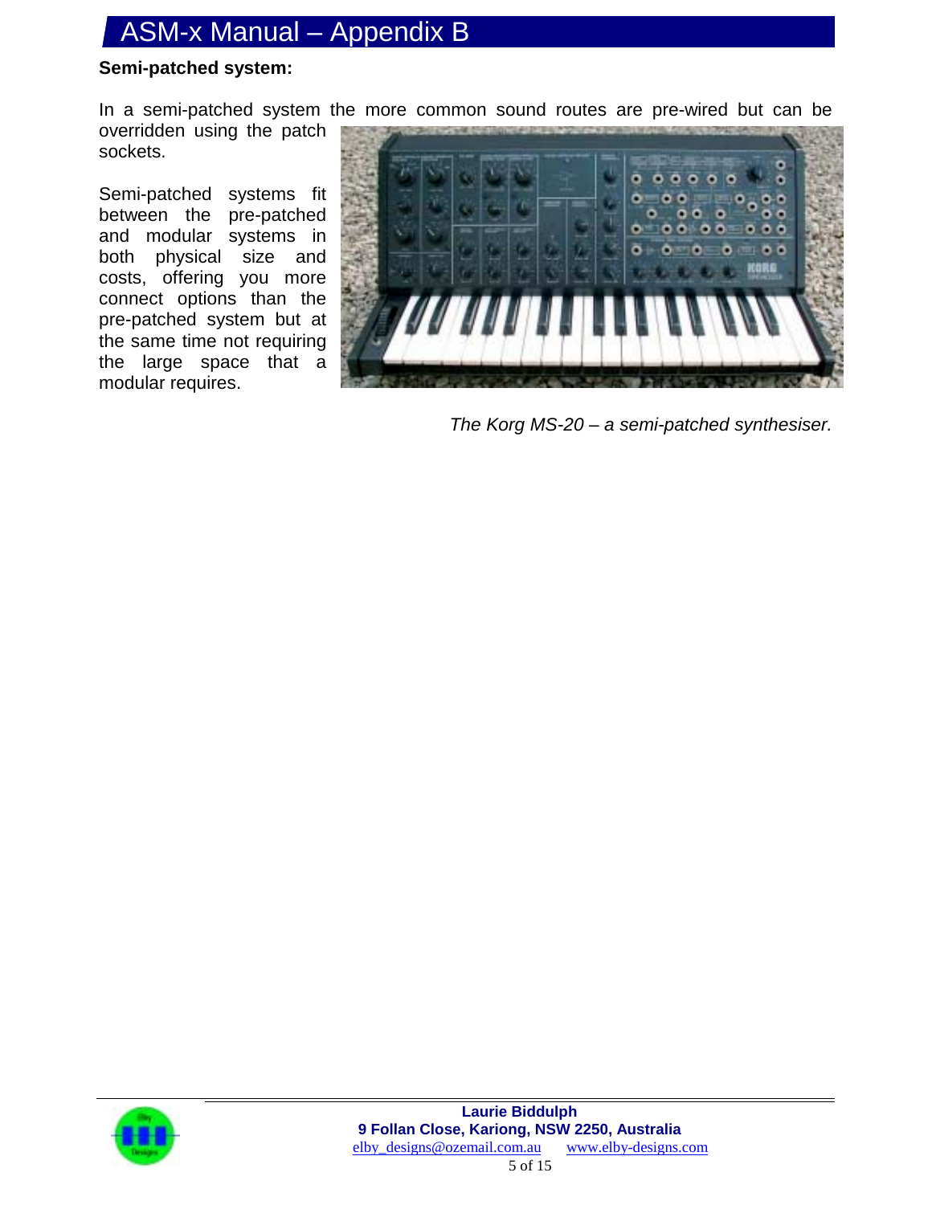**Semi-patched system:**

In a semi-patched system the more common sound routes are pre-wired but can be overridden using the patch sockets.

Semi-patched systems fit between the pre-patched and modular systems in both physical size and costs, offering you more connect options than the pre-patched system but at the same time not requiring the large space that a modular requires.

*The Korg MS-20 – a semi-patched synthesiser.*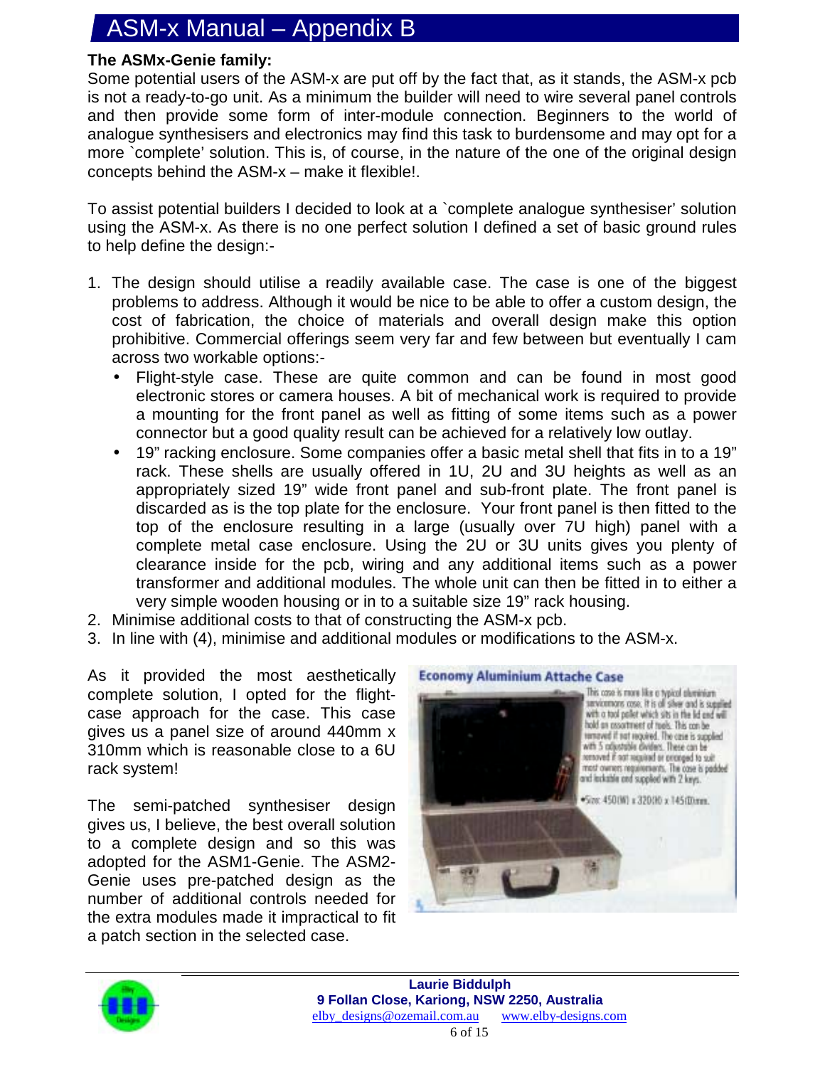## The ASMx-Genie family:

Some potential users of the ASM-x are put off by the fact that, as it stands, the ASM-x pcb is not a ready-to-go unit. As a minimum the builder will need to wire several panel controls and then provide some form of inter-module connection. Beginners to the world of analogue synthesisers and electronics may find this task to burdensome and may opt for a more `complete' solution. This is, of course, in the nature of the one of the original design concepts behind the ASM-x – make it flexible!.

To assist potential builders I decided to look at a `complete analogue synthesiser' solution using the ASM-x. As there is no one perfect solution I defined a set of basic ground rules to help define the design:-

1. The design should utilise a readily available case. The case is one of the biggest problems to address. Although it would be nice to be able to offer a custom design, the cost of fabrication, the choice of materials and overall design make this option prohibitive. Commercial offerings seem very far and few between but eventually I cam across two workable options:-
   - Flight-style case. These are quite common and can be found in most good electronic stores or camera houses. A bit of mechanical work is required to provide a mounting for the front panel as well as fitting of some items such as a power connector but a good quality result can be achieved for a relatively low outlay.
   - 19" racking enclosure. Some companies offer a basic metal shell that fits in to a 19" rack. These shells are usually offered in 1U, 2U and 3U heights as well as an appropriately sized 19" wide front panel and sub-front plate. The front panel is discarded as is the top plate for the enclosure. Your front panel is then fitted to the top of the enclosure resulting in a large (usually over 7U high) panel with a complete metal case enclosure. Using the 2U or 3U units gives you plenty of clearance inside for the pcb, wiring and any additional items such as a power transformer and additional modules. The whole unit can then be fitted in to either a very simple wooden housing or in to a suitable size 19" rack housing.
2. Minimise additional costs to that of constructing the ASM-x pcb.
3. In line with (4), minimise and additional modules or modifications to the ASM-x.

As it provided the most aesthetically complete solution, I opted for the flight-case approach for the case. This case gives us a panel size of around 440mm x 310mm which is reasonable close to a 6U rack system!

**Economy Aluminium Attache Case**

This case is more like a typical aluminium servicemans case. It is all silver and is supplied with a tool pallet which sits in the lid and will hold an assortment of tools. This can be removed if not required. The case is supplied with 5 adjustable dividers. These can be removed if not required or arranged to suit most owners requirements. The case is padded and lockable and supplied with 2 keys.

•Size: 450(W) x 320(D) x 145(D)mm.

The semi-patched synthesiser design gives us, I believe, the best overall solution to a complete design and so this was adopted for the ASM1-Genie. The ASM2-Genie uses pre-patched design as the number of additional controls needed for the extra modules made it impractical to fit a patch section in the selected case.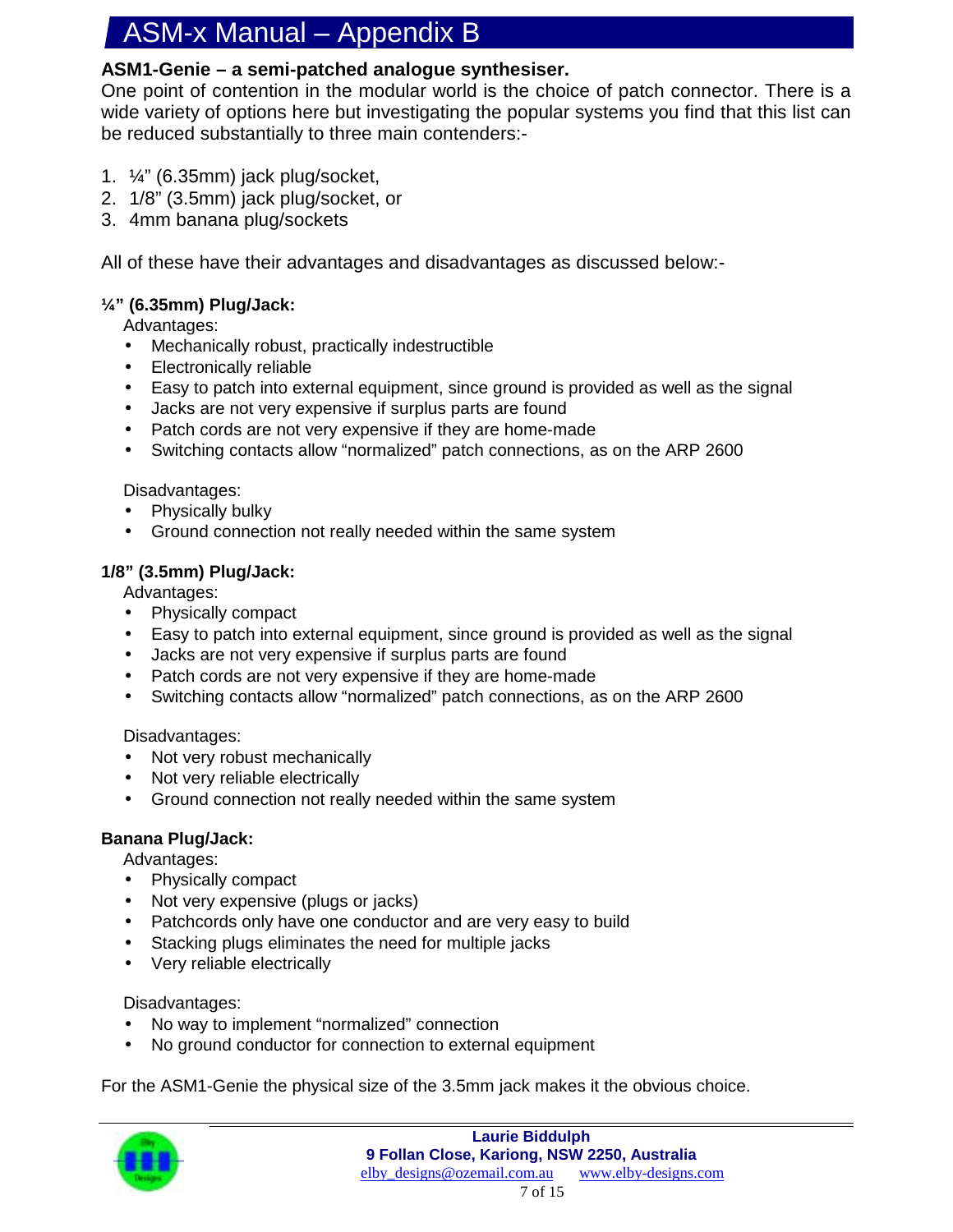# ASM-x Manual – Appendix B

**ASM1-Genie – a semi-patched analogue synthesiser.**
One point of contention in the modular world is the choice of patch connector. There is a wide variety of options here but investigating the popular systems you find that this list can be reduced substantially to three main contenders:-

1. ¼" (6.35mm) jack plug/socket,
2. 1/8" (3.5mm) jack plug/socket, or
3. 4mm banana plug/sockets

All of these have their advantages and disadvantages as discussed below:-

**¼" (6.35mm) Plug/Jack:**

Advantages:

- Mechanically robust, practically indestructible
- Electronically reliable
- Easy to patch into external equipment, since ground is provided as well as the signal
- Jacks are not very expensive if surplus parts are found
- Patch cords are not very expensive if they are home-made
- Switching contacts allow "normalized" patch connections, as on the ARP 2600

Disadvantages:

- Physically bulky
- Ground connection not really needed within the same system

**1/8" (3.5mm) Plug/Jack:**

Advantages:

- Physically compact
- Easy to patch into external equipment, since ground is provided as well as the signal
- Jacks are not very expensive if surplus parts are found
- Patch cords are not very expensive if they are home-made
- Switching contacts allow "normalized" patch connections, as on the ARP 2600

Disadvantages:

- Not very robust mechanically
- Not very reliable electrically
- Ground connection not really needed within the same system

**Banana Plug/Jack:**

Advantages:

- Physically compact
- Not very expensive (plugs or jacks)
- Patchcords only have one conductor and are very easy to build
- Stacking plugs eliminates the need for multiple jacks
- Very reliable electrically

Disadvantages:

- No way to implement "normalized" connection
- No ground conductor for connection to external equipment

For the ASM1-Genie the physical size of the 3.5mm jack makes it the obvious choice.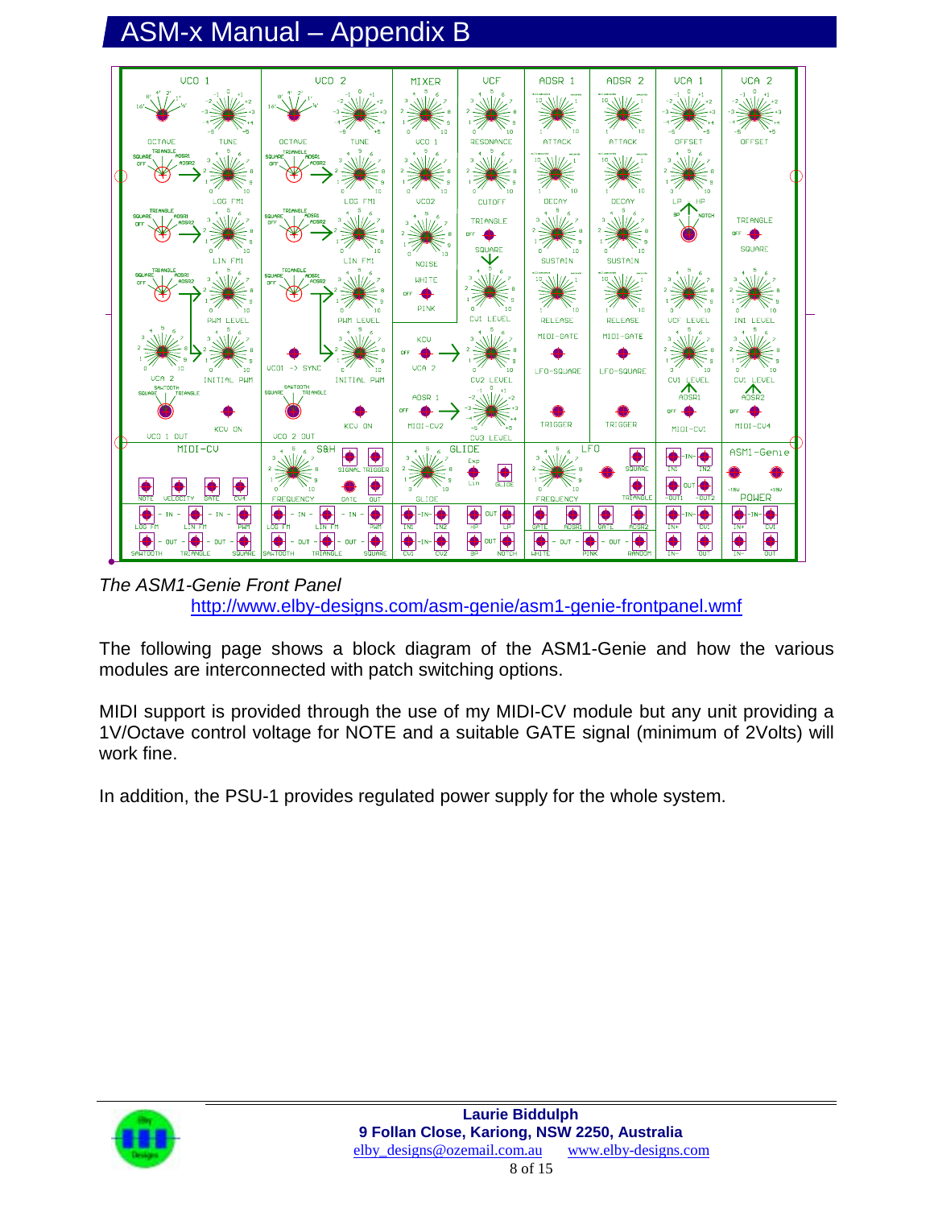# ASM-x Manual – Appendix B

*The ASM1-Genie Front Panel*

http://www.elby-designs.com/asm-genie/asm1-genie-frontpanel.wmf

The following page shows a block diagram of the ASM1-Genie and how the various modules are interconnected with patch switching options.

MIDI support is provided through the use of my MIDI-CV module but any unit providing a 1V/Octave control voltage for NOTE and a suitable GATE signal (minimum of 2Volts) will work fine.

In addition, the PSU-1 provides regulated power supply for the whole system.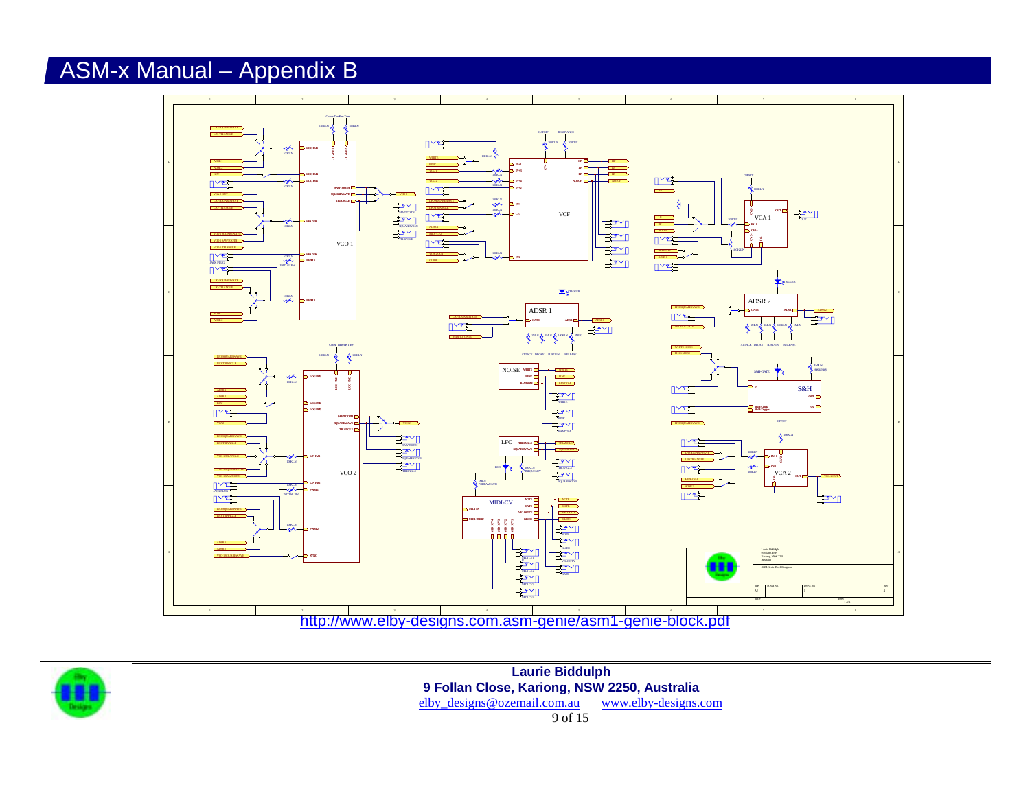# ASM-x Manual – Appendix B

http://www.elby-designs.com.asm-genie/asm1-genie-block.pdf

**Laurie Biddulph**
**9 Follan Close, Kariong, NSW 2250, Australia**
elby_designs@ozemail.com.au www.elby-designs.com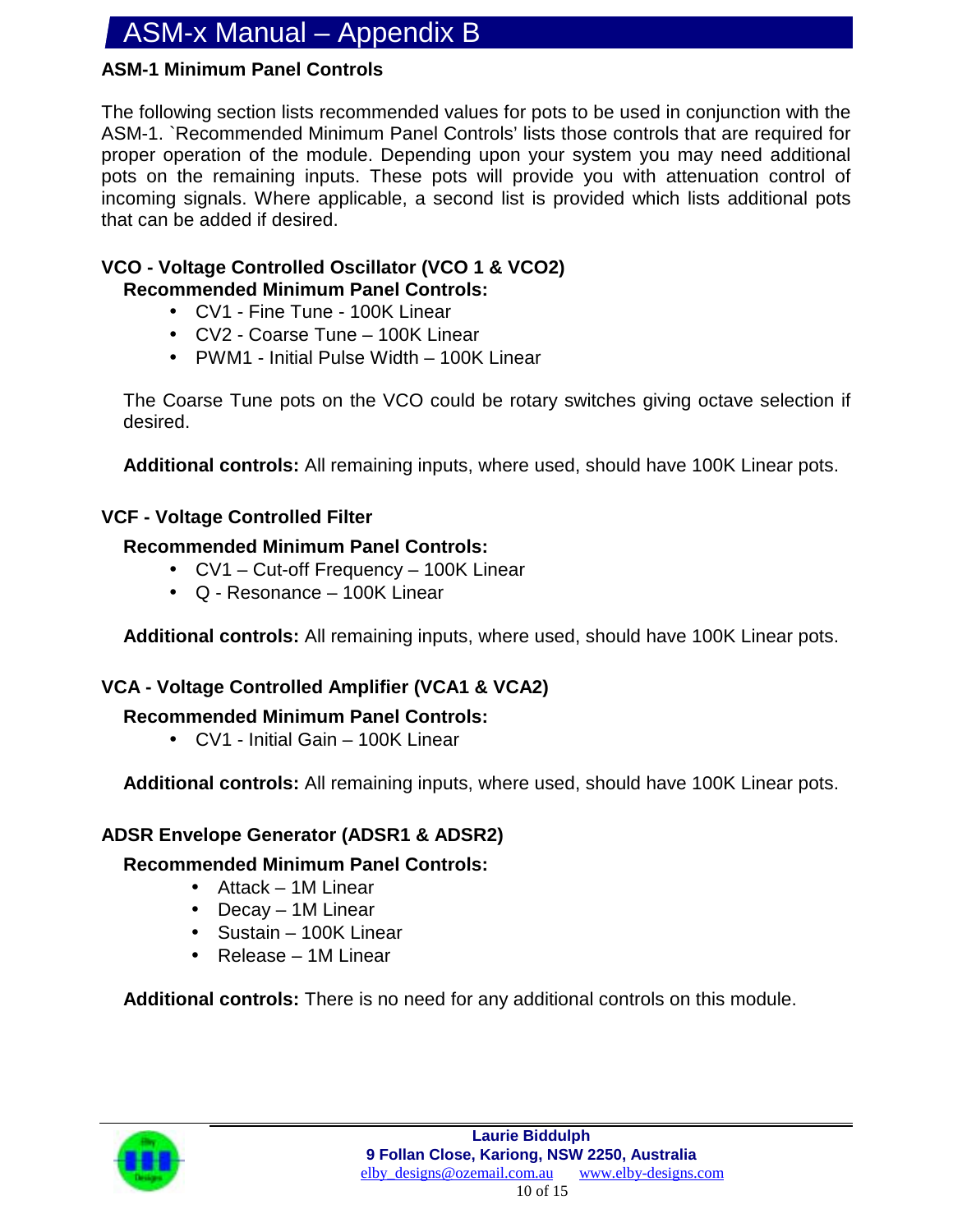### ASM-1 Minimum Panel Controls

The following section lists recommended values for pots to be used in conjunction with the ASM-1. `Recommended Minimum Panel Controls' lists those controls that are required for proper operation of the module. Depending upon your system you may need additional pots on the remaining inputs. These pots will provide you with attenuation control of incoming signals. Where applicable, a second list is provided which lists additional pots that can be added if desired.

#### VCO - Voltage Controlled Oscillator (VCO 1 & VCO2)

**Recommended Minimum Panel Controls:**

- CV1 - Fine Tune - 100K Linear
- CV2 - Coarse Tune – 100K Linear
- PWM1 - Initial Pulse Width – 100K Linear

The Coarse Tune pots on the VCO could be rotary switches giving octave selection if desired.

**Additional controls:** All remaining inputs, where used, should have 100K Linear pots.

#### VCF - Voltage Controlled Filter

**Recommended Minimum Panel Controls:**

- CV1 – Cut-off Frequency – 100K Linear
- Q - Resonance – 100K Linear

**Additional controls:** All remaining inputs, where used, should have 100K Linear pots.

#### VCA - Voltage Controlled Amplifier (VCA1 & VCA2)

**Recommended Minimum Panel Controls:**

- CV1 - Initial Gain – 100K Linear

**Additional controls:** All remaining inputs, where used, should have 100K Linear pots.

#### ADSR Envelope Generator (ADSR1 & ADSR2)

**Recommended Minimum Panel Controls:**

- Attack – 1M Linear
- Decay – 1M Linear
- Sustain – 100K Linear
- Release – 1M Linear

**Additional controls:** There is no need for any additional controls on this module.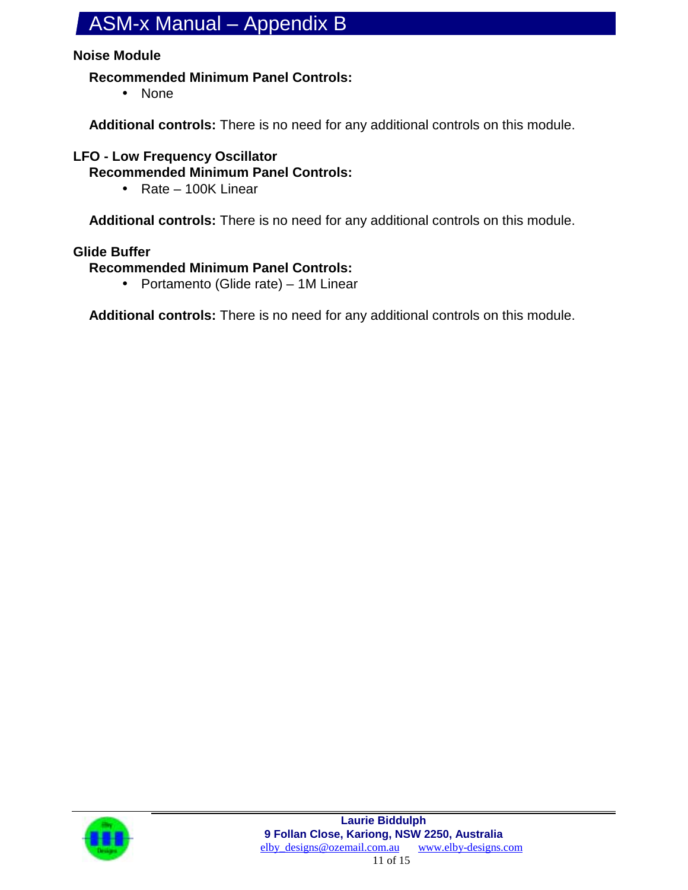## Noise Module

**Recommended Minimum Panel Controls:**

- None

**Additional controls:** There is no need for any additional controls on this module.

## LFO - Low Frequency Oscillator

**Recommended Minimum Panel Controls:**

- Rate – 100K Linear

**Additional controls:** There is no need for any additional controls on this module.

## Glide Buffer

**Recommended Minimum Panel Controls:**

- Portamento (Glide rate) – 1M Linear

**Additional controls:** There is no need for any additional controls on this module.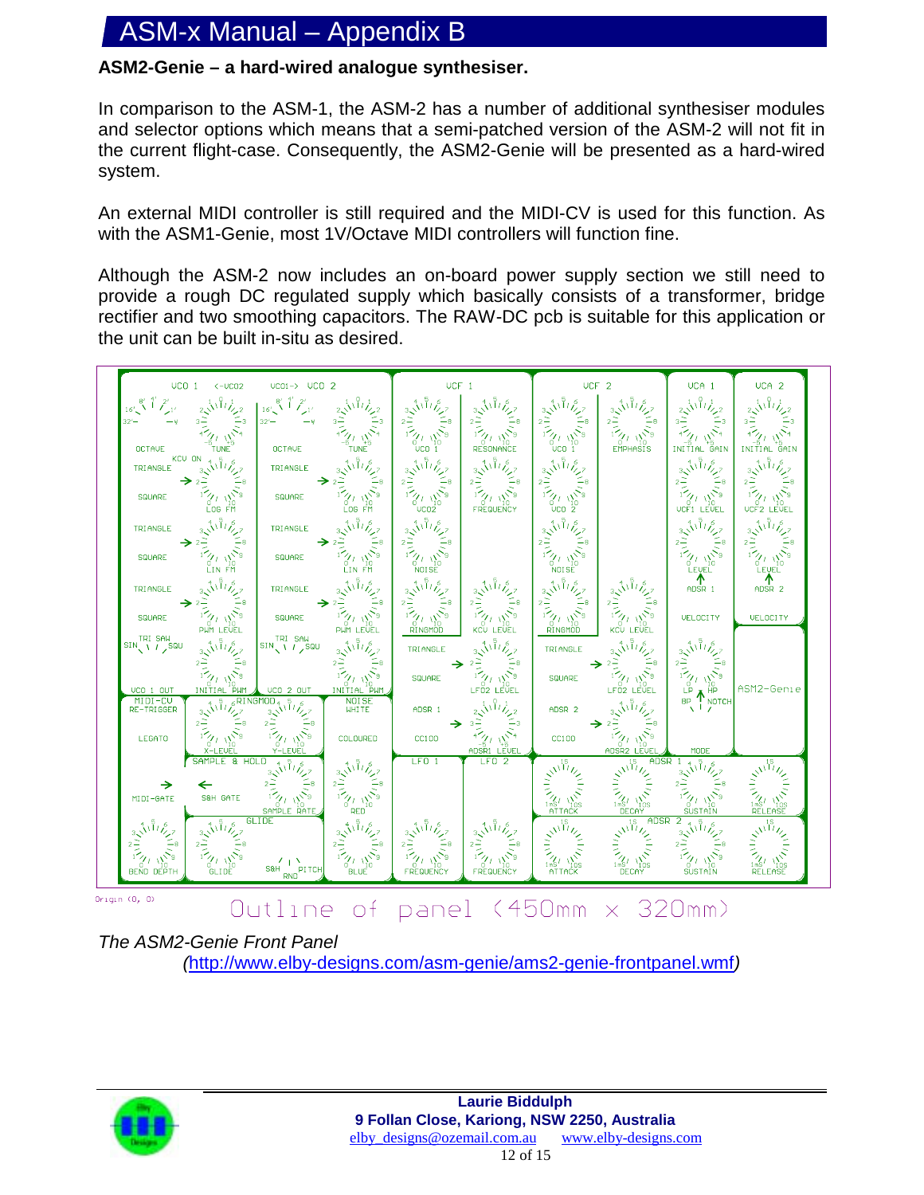**ASM2-Genie – a hard-wired analogue synthesiser.**

In comparison to the ASM-1, the ASM-2 has a number of additional synthesiser modules and selector options which means that a semi-patched version of the ASM-2 will not fit in the current flight-case. Consequently, the ASM2-Genie will be presented as a hard-wired system.

An external MIDI controller is still required and the MIDI-CV is used for this function. As with the ASM1-Genie, most 1V/Octave MIDI controllers will function fine.

Although the ASM-2 now includes an on-board power supply section we still need to provide a rough DC regulated supply which basically consists of a transformer, bridge rectifier and two smoothing capacitors. The RAW-DC pcb is suitable for this application or the unit can be built in-situ as desired.

Outline of panel (450mm x 320mm)

*The ASM2-Genie Front Panel*
*(http://www.elby-designs.com/asm-genie/ams2-genie-frontpanel.wmf)*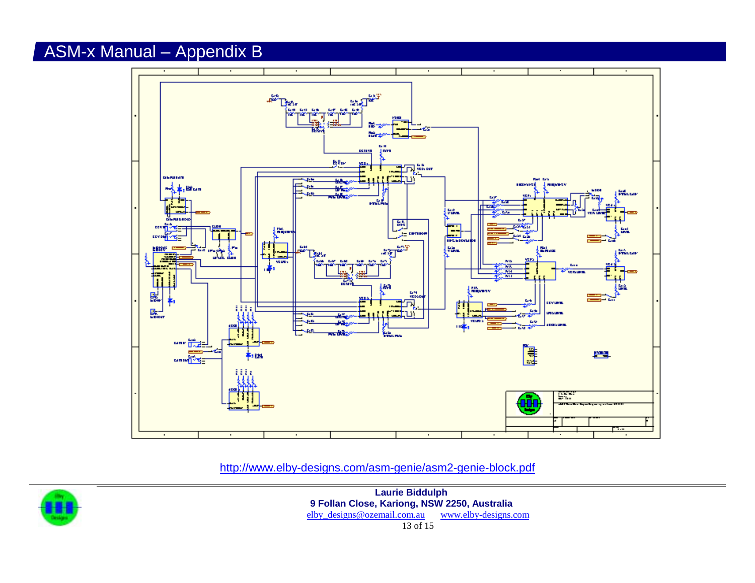http://www.elby-designs.com/asm-genie/asm2-genie-block.pdf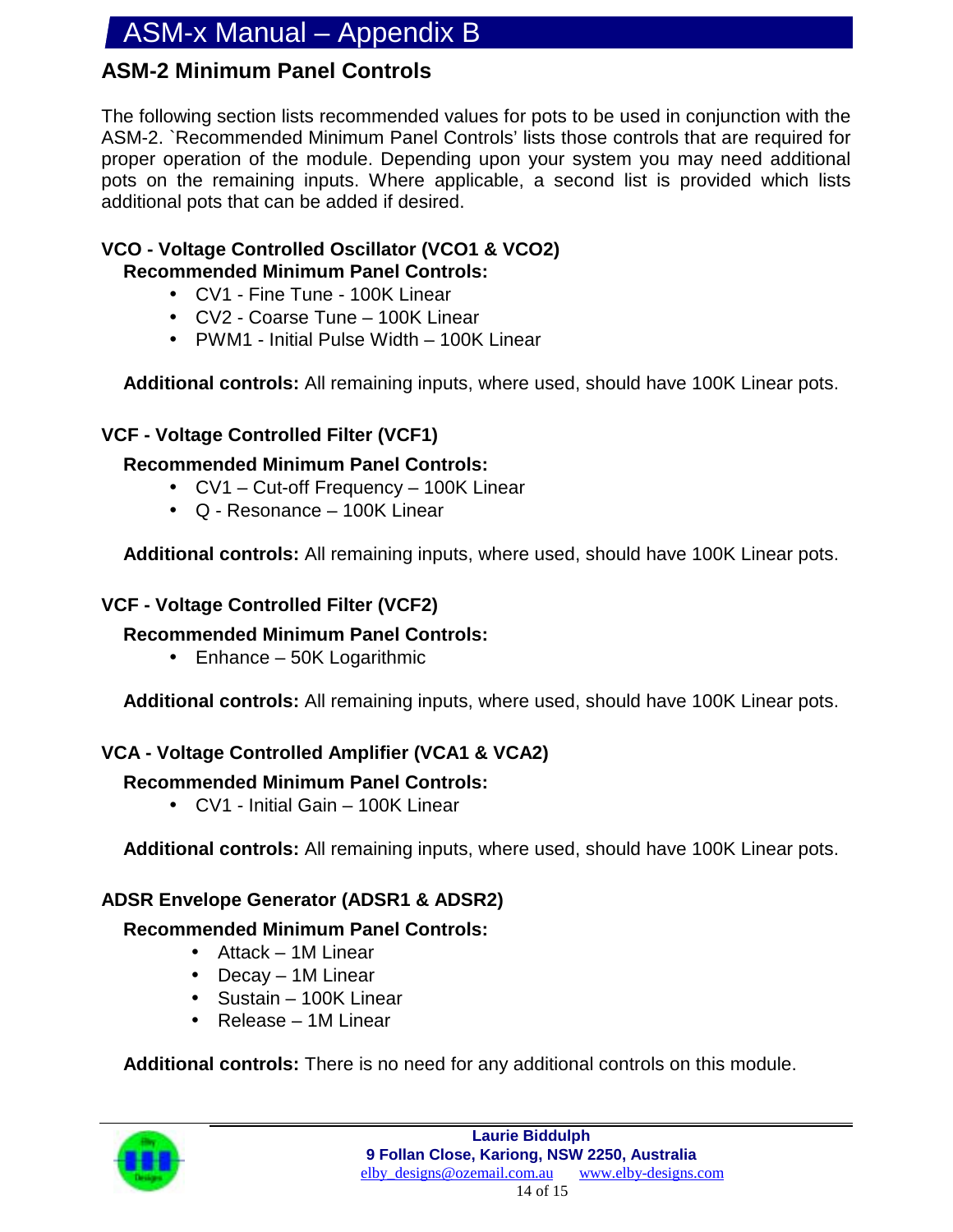## ASM-2 Minimum Panel Controls

The following section lists recommended values for pots to be used in conjunction with the ASM-2. `Recommended Minimum Panel Controls' lists those controls that are required for proper operation of the module. Depending upon your system you may need additional pots on the remaining inputs. Where applicable, a second list is provided which lists additional pots that can be added if desired.

### VCO - Voltage Controlled Oscillator (VCO1 & VCO2)

**Recommended Minimum Panel Controls:**

- CV1 - Fine Tune - 100K Linear
- CV2 - Coarse Tune – 100K Linear
- PWM1 - Initial Pulse Width – 100K Linear

**Additional controls:** All remaining inputs, where used, should have 100K Linear pots.

### VCF - Voltage Controlled Filter (VCF1)

**Recommended Minimum Panel Controls:**

- CV1 – Cut-off Frequency – 100K Linear
- Q - Resonance – 100K Linear

**Additional controls:** All remaining inputs, where used, should have 100K Linear pots.

### VCF - Voltage Controlled Filter (VCF2)

**Recommended Minimum Panel Controls:**

- Enhance – 50K Logarithmic

**Additional controls:** All remaining inputs, where used, should have 100K Linear pots.

### VCA - Voltage Controlled Amplifier (VCA1 & VCA2)

**Recommended Minimum Panel Controls:**

- CV1 - Initial Gain – 100K Linear

**Additional controls:** All remaining inputs, where used, should have 100K Linear pots.

### ADSR Envelope Generator (ADSR1 & ADSR2)

**Recommended Minimum Panel Controls:**

- Attack – 1M Linear
- Decay – 1M Linear
- Sustain – 100K Linear
- Release – 1M Linear

**Additional controls:** There is no need for any additional controls on this module.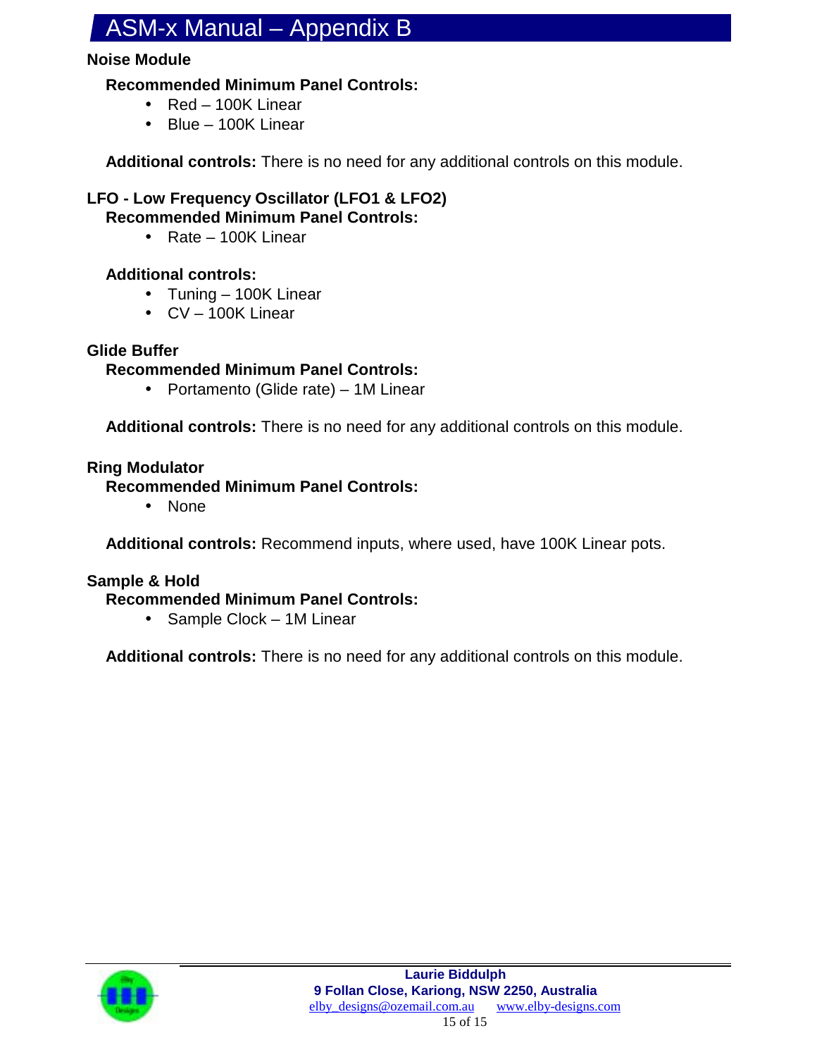### Noise Module

**Recommended Minimum Panel Controls:**

- Red – 100K Linear
- Blue – 100K Linear

**Additional controls:** There is no need for any additional controls on this module.

### LFO - Low Frequency Oscillator (LFO1 & LFO2)

**Recommended Minimum Panel Controls:**

- Rate – 100K Linear

**Additional controls:**

- Tuning – 100K Linear
- CV – 100K Linear

### Glide Buffer

**Recommended Minimum Panel Controls:**

- Portamento (Glide rate) – 1M Linear

**Additional controls:** There is no need for any additional controls on this module.

### Ring Modulator

**Recommended Minimum Panel Controls:**

- None

**Additional controls:** Recommend inputs, where used, have 100K Linear pots.

### Sample & Hold

**Recommended Minimum Panel Controls:**

- Sample Clock – 1M Linear

**Additional controls:** There is no need for any additional controls on this module.